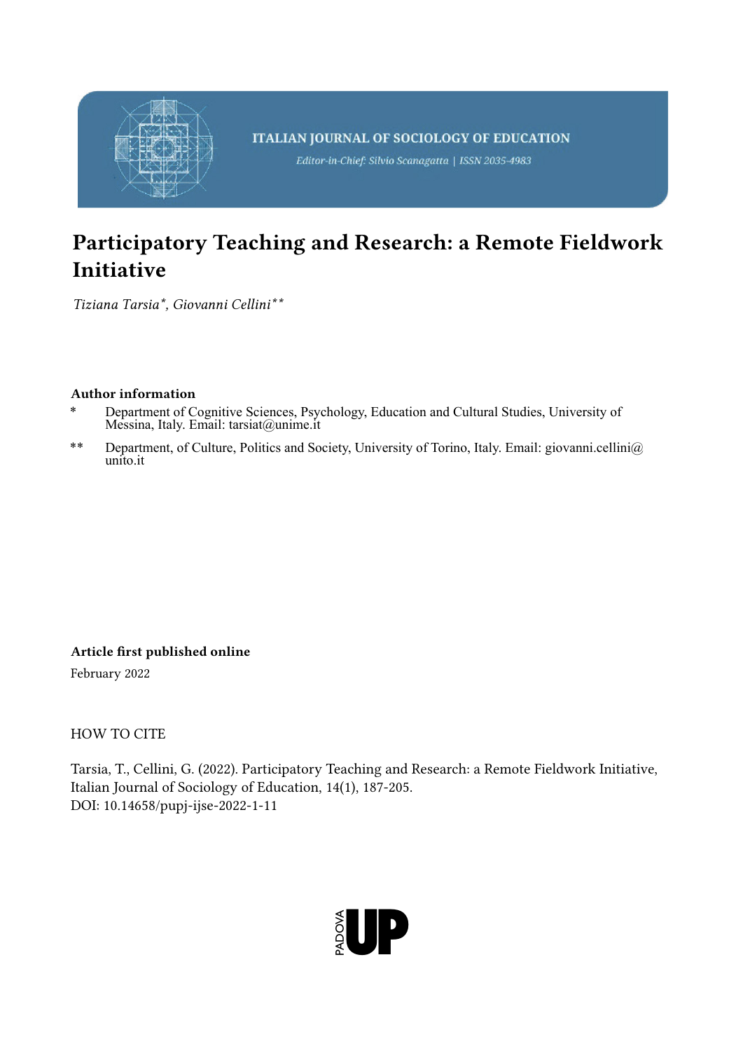ITALIAN JOURNAL OF SOCIOLOGY OF EDUCATION

*Editor-in-Chief: Silvio Scanagatta | ISSN 2035-4983*

# Participatory Teaching and Research: a Remote Fieldwork Initiative

*Tiziana Tarsia\*, Giovanni Cellini\*\**

**Author information**

\* Department of Cognitive Sciences, Psychology, Education and Cultural Studies, University of Messina, Italy. Email: tarsiat@unime.it

\*\* Department, of Culture, Politics and Society, University of Torino, Italy. Email: giovanni.cellini@unito.it

**Article first published online**

February 2022

HOW TO CITE

Tarsia, T., Cellini, G. (2022). Participatory Teaching and Research: a Remote Fieldwork Initiative, Italian Journal of Sociology of Education, 14(1), 187-205.
DOI: 10.14658/pupj-ijse-2022-1-11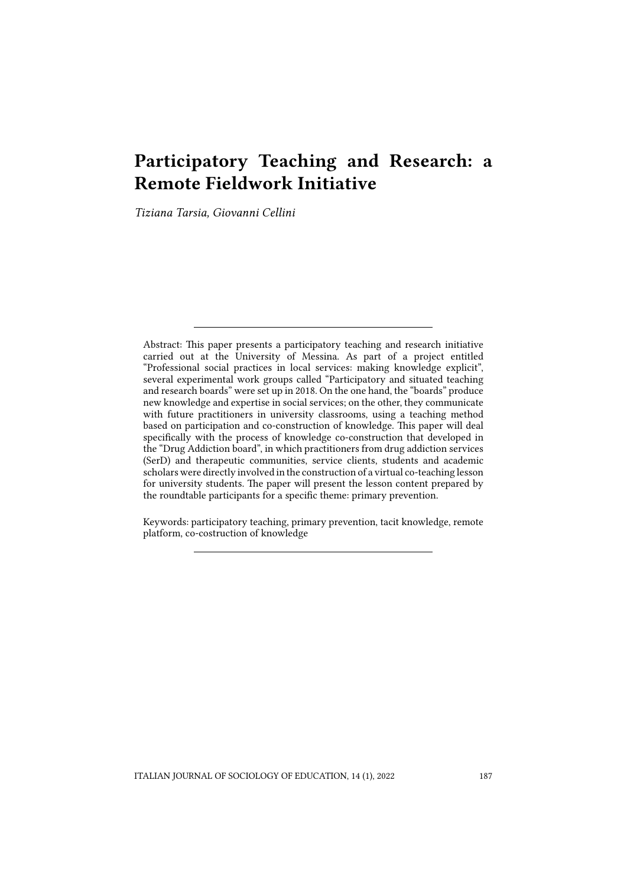# Participatory Teaching and Research: a Remote Fieldwork Initiative

*Tiziana Tarsia, Giovanni Cellini*

---

Abstract: This paper presents a participatory teaching and research initiative carried out at the University of Messina. As part of a project entitled "Professional social practices in local services: making knowledge explicit", several experimental work groups called "Participatory and situated teaching and research boards" were set up in 2018. On the one hand, the "boards" produce new knowledge and expertise in social services; on the other, they communicate with future practitioners in university classrooms, using a teaching method based on participation and co-construction of knowledge. This paper will deal specifically with the process of knowledge co-construction that developed in the "Drug Addiction board", in which practitioners from drug addiction services (SerD) and therapeutic communities, service clients, students and academic scholars were directly involved in the construction of a virtual co-teaching lesson for university students. The paper will present the lesson content prepared by the roundtable participants for a specific theme: primary prevention.

Keywords: participatory teaching, primary prevention, tacit knowledge, remote platform, co-costruction of knowledge

---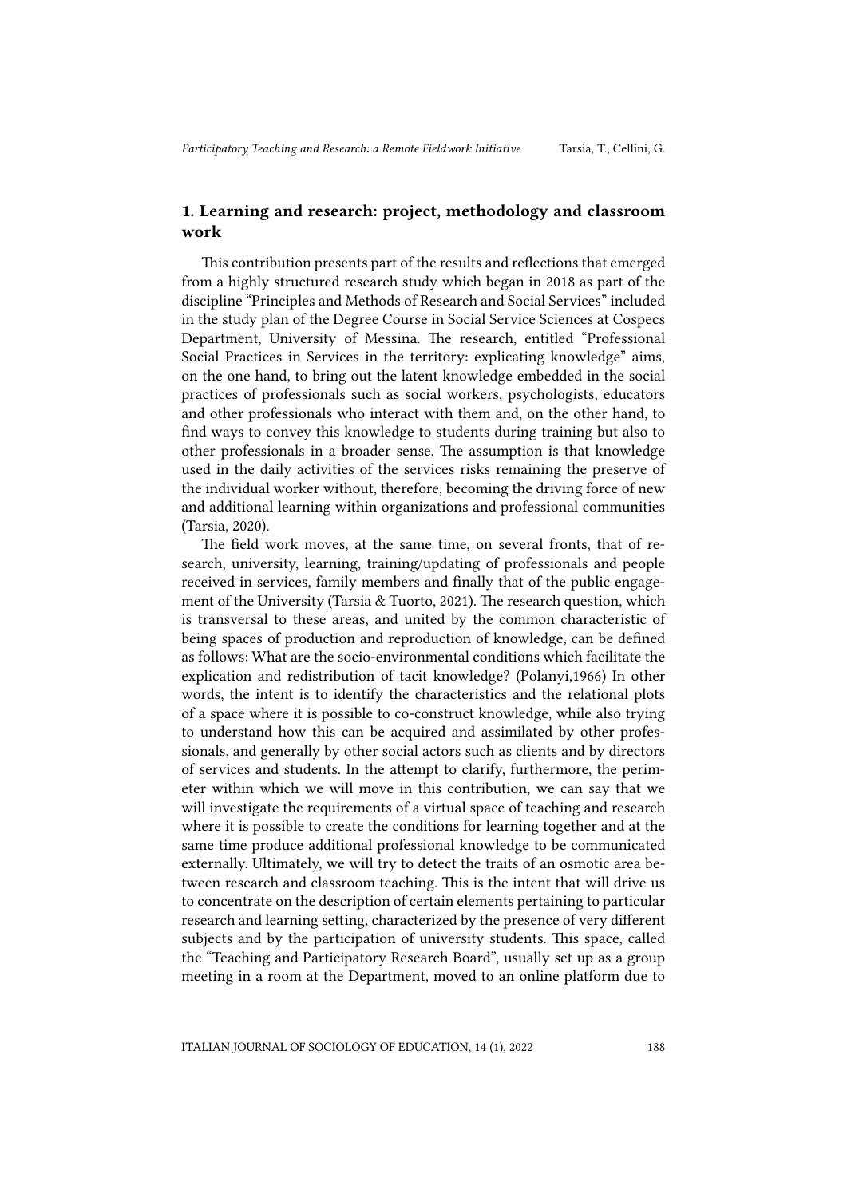## 1. Learning and research: project, methodology and classroom work

This contribution presents part of the results and reflections that emerged from a highly structured research study which began in 2018 as part of the discipline "Principles and Methods of Research and Social Services" included in the study plan of the Degree Course in Social Service Sciences at Cospecs Department, University of Messina. The research, entitled "Professional Social Practices in Services in the territory: explicating knowledge" aims, on the one hand, to bring out the latent knowledge embedded in the social practices of professionals such as social workers, psychologists, educators and other professionals who interact with them and, on the other hand, to find ways to convey this knowledge to students during training but also to other professionals in a broader sense. The assumption is that knowledge used in the daily activities of the services risks remaining the preserve of the individual worker without, therefore, becoming the driving force of new and additional learning within organizations and professional communities (Tarsia, 2020).

The field work moves, at the same time, on several fronts, that of research, university, learning, training/updating of professionals and people received in services, family members and finally that of the public engagement of the University (Tarsia & Tuorto, 2021). The research question, which is transversal to these areas, and united by the common characteristic of being spaces of production and reproduction of knowledge, can be defined as follows: What are the socio-environmental conditions which facilitate the explication and redistribution of tacit knowledge? (Polanyi,1966) In other words, the intent is to identify the characteristics and the relational plots of a space where it is possible to co-construct knowledge, while also trying to understand how this can be acquired and assimilated by other professionals, and generally by other social actors such as clients and by directors of services and students. In the attempt to clarify, furthermore, the perimeter within which we will move in this contribution, we can say that we will investigate the requirements of a virtual space of teaching and research where it is possible to create the conditions for learning together and at the same time produce additional professional knowledge to be communicated externally. Ultimately, we will try to detect the traits of an osmotic area between research and classroom teaching. This is the intent that will drive us to concentrate on the description of certain elements pertaining to particular research and learning setting, characterized by the presence of very different subjects and by the participation of university students. This space, called the "Teaching and Participatory Research Board", usually set up as a group meeting in a room at the Department, moved to an online platform due to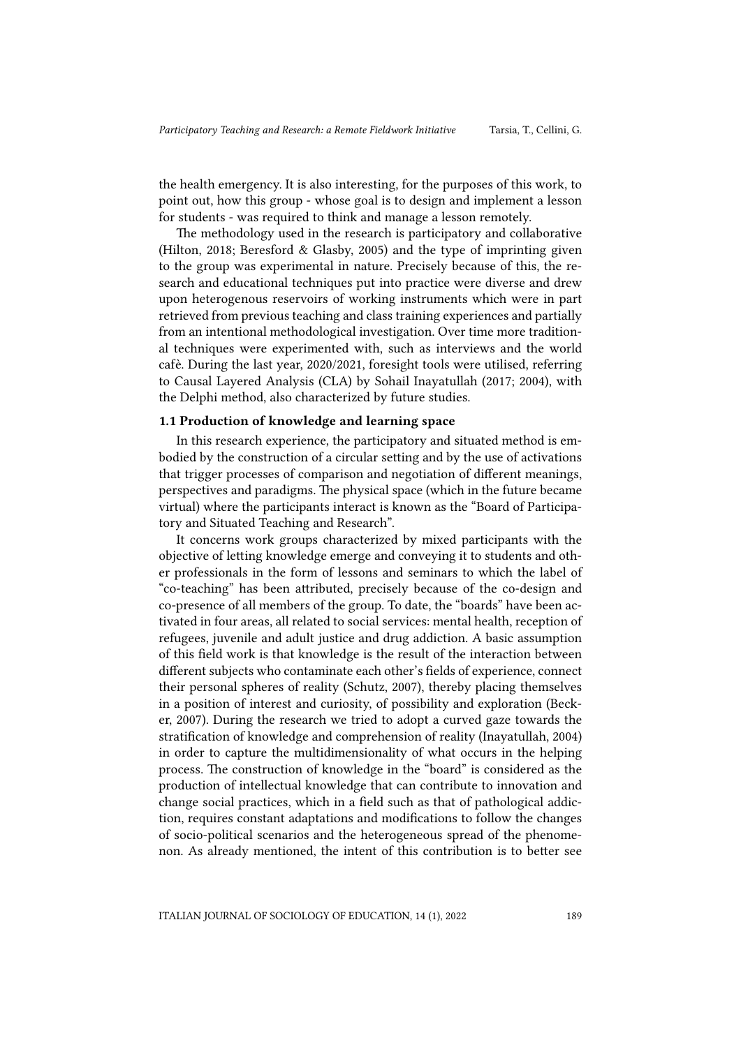the health emergency. It is also interesting, for the purposes of this work, to point out, how this group - whose goal is to design and implement a lesson for students - was required to think and manage a lesson remotely.

The methodology used in the research is participatory and collaborative (Hilton, 2018; Beresford & Glasby, 2005) and the type of imprinting given to the group was experimental in nature. Precisely because of this, the research and educational techniques put into practice were diverse and drew upon heterogenous reservoirs of working instruments which were in part retrieved from previous teaching and class training experiences and partially from an intentional methodological investigation. Over time more traditional techniques were experimented with, such as interviews and the world cafè. During the last year, 2020/2021, foresight tools were utilised, referring to Causal Layered Analysis (CLA) by Sohail Inayatullah (2017; 2004), with the Delphi method, also characterized by future studies.

### 1.1 Production of knowledge and learning space

In this research experience, the participatory and situated method is embodied by the construction of a circular setting and by the use of activations that trigger processes of comparison and negotiation of different meanings, perspectives and paradigms. The physical space (which in the future became virtual) where the participants interact is known as the "Board of Participatory and Situated Teaching and Research".

It concerns work groups characterized by mixed participants with the objective of letting knowledge emerge and conveying it to students and other professionals in the form of lessons and seminars to which the label of "co-teaching" has been attributed, precisely because of the co-design and co-presence of all members of the group. To date, the "boards" have been activated in four areas, all related to social services: mental health, reception of refugees, juvenile and adult justice and drug addiction. A basic assumption of this field work is that knowledge is the result of the interaction between different subjects who contaminate each other's fields of experience, connect their personal spheres of reality (Schutz, 2007), thereby placing themselves in a position of interest and curiosity, of possibility and exploration (Becker, 2007). During the research we tried to adopt a curved gaze towards the stratification of knowledge and comprehension of reality (Inayatullah, 2004) in order to capture the multidimensionality of what occurs in the helping process. The construction of knowledge in the "board" is considered as the production of intellectual knowledge that can contribute to innovation and change social practices, which in a field such as that of pathological addiction, requires constant adaptations and modifications to follow the changes of socio-political scenarios and the heterogeneous spread of the phenomenon. As already mentioned, the intent of this contribution is to better see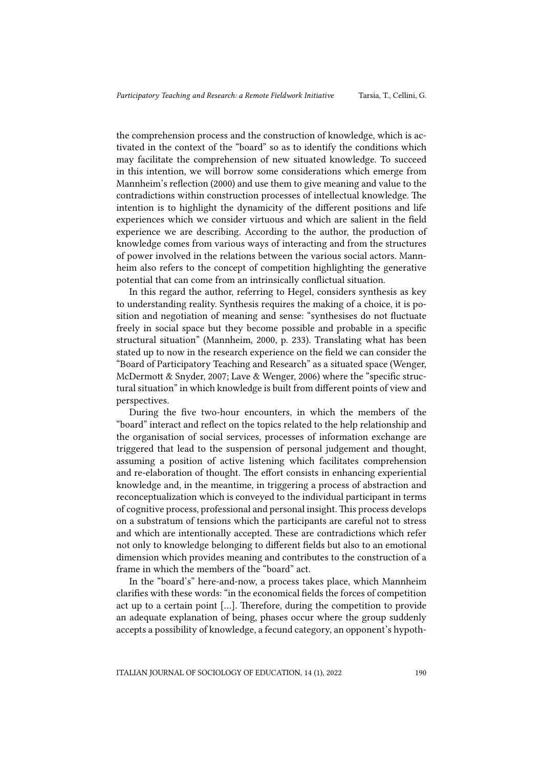the comprehension process and the construction of knowledge, which is activated in the context of the "board" so as to identify the conditions which may facilitate the comprehension of new situated knowledge. To succeed in this intention, we will borrow some considerations which emerge from Mannheim's reflection (2000) and use them to give meaning and value to the contradictions within construction processes of intellectual knowledge. The intention is to highlight the dynamicity of the different positions and life experiences which we consider virtuous and which are salient in the field experience we are describing. According to the author, the production of knowledge comes from various ways of interacting and from the structures of power involved in the relations between the various social actors. Mannheim also refers to the concept of competition highlighting the generative potential that can come from an intrinsically conflictual situation.

In this regard the author, referring to Hegel, considers synthesis as key to understanding reality. Synthesis requires the making of a choice, it is position and negotiation of meaning and sense: "synthesises do not fluctuate freely in social space but they become possible and probable in a specific structural situation" (Mannheim, 2000, p. 233). Translating what has been stated up to now in the research experience on the field we can consider the "Board of Participatory Teaching and Research" as a situated space (Wenger, McDermott & Snyder, 2007; Lave & Wenger, 2006) where the "specific structural situation" in which knowledge is built from different points of view and perspectives.

During the five two-hour encounters, in which the members of the "board" interact and reflect on the topics related to the help relationship and the organisation of social services, processes of information exchange are triggered that lead to the suspension of personal judgement and thought, assuming a position of active listening which facilitates comprehension and re-elaboration of thought. The effort consists in enhancing experiential knowledge and, in the meantime, in triggering a process of abstraction and reconceptualization which is conveyed to the individual participant in terms of cognitive process, professional and personal insight. This process develops on a substratum of tensions which the participants are careful not to stress and which are intentionally accepted. These are contradictions which refer not only to knowledge belonging to different fields but also to an emotional dimension which provides meaning and contributes to the construction of a frame in which the members of the "board" act.

In the "board's" here-and-now, a process takes place, which Mannheim clarifies with these words: "in the economical fields the forces of competition act up to a certain point […]. Therefore, during the competition to provide an adequate explanation of being, phases occur where the group suddenly accepts a possibility of knowledge, a fecund category, an opponent's hypoth-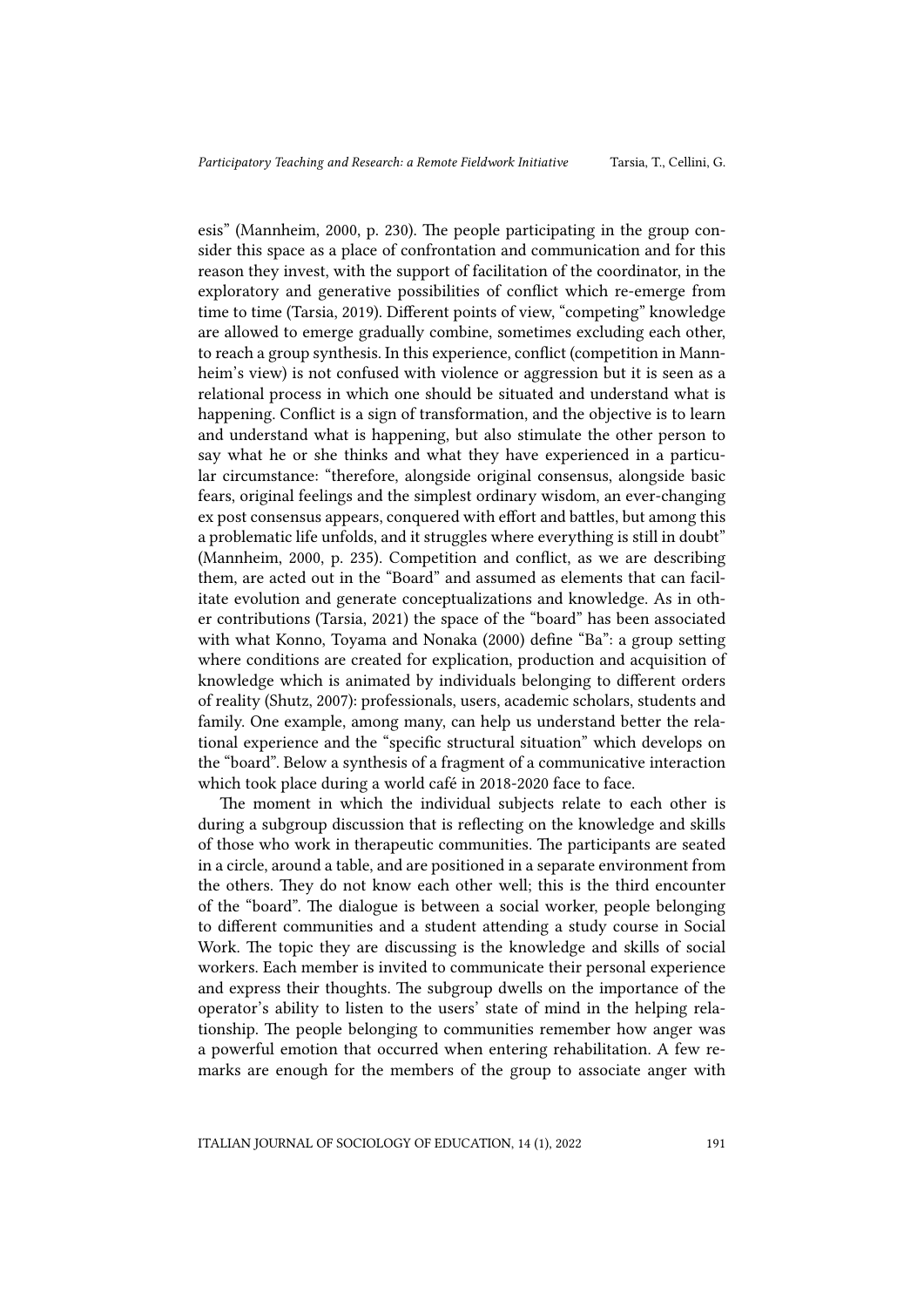esis" (Mannheim, 2000, p. 230). The people participating in the group consider this space as a place of confrontation and communication and for this reason they invest, with the support of facilitation of the coordinator, in the exploratory and generative possibilities of conflict which re-emerge from time to time (Tarsia, 2019). Different points of view, "competing" knowledge are allowed to emerge gradually combine, sometimes excluding each other, to reach a group synthesis. In this experience, conflict (competition in Mannheim's view) is not confused with violence or aggression but it is seen as a relational process in which one should be situated and understand what is happening. Conflict is a sign of transformation, and the objective is to learn and understand what is happening, but also stimulate the other person to say what he or she thinks and what they have experienced in a particular circumstance: "therefore, alongside original consensus, alongside basic fears, original feelings and the simplest ordinary wisdom, an ever-changing ex post consensus appears, conquered with effort and battles, but among this a problematic life unfolds, and it struggles where everything is still in doubt" (Mannheim, 2000, p. 235). Competition and conflict, as we are describing them, are acted out in the "Board" and assumed as elements that can facilitate evolution and generate conceptualizations and knowledge. As in other contributions (Tarsia, 2021) the space of the "board" has been associated with what Konno, Toyama and Nonaka (2000) define "Ba": a group setting where conditions are created for explication, production and acquisition of knowledge which is animated by individuals belonging to different orders of reality (Shutz, 2007): professionals, users, academic scholars, students and family. One example, among many, can help us understand better the relational experience and the "specific structural situation" which develops on the "board". Below a synthesis of a fragment of a communicative interaction which took place during a world café in 2018-2020 face to face.

The moment in which the individual subjects relate to each other is during a subgroup discussion that is reflecting on the knowledge and skills of those who work in therapeutic communities. The participants are seated in a circle, around a table, and are positioned in a separate environment from the others. They do not know each other well; this is the third encounter of the "board". The dialogue is between a social worker, people belonging to different communities and a student attending a study course in Social Work. The topic they are discussing is the knowledge and skills of social workers. Each member is invited to communicate their personal experience and express their thoughts. The subgroup dwells on the importance of the operator's ability to listen to the users' state of mind in the helping relationship. The people belonging to communities remember how anger was a powerful emotion that occurred when entering rehabilitation. A few remarks are enough for the members of the group to associate anger with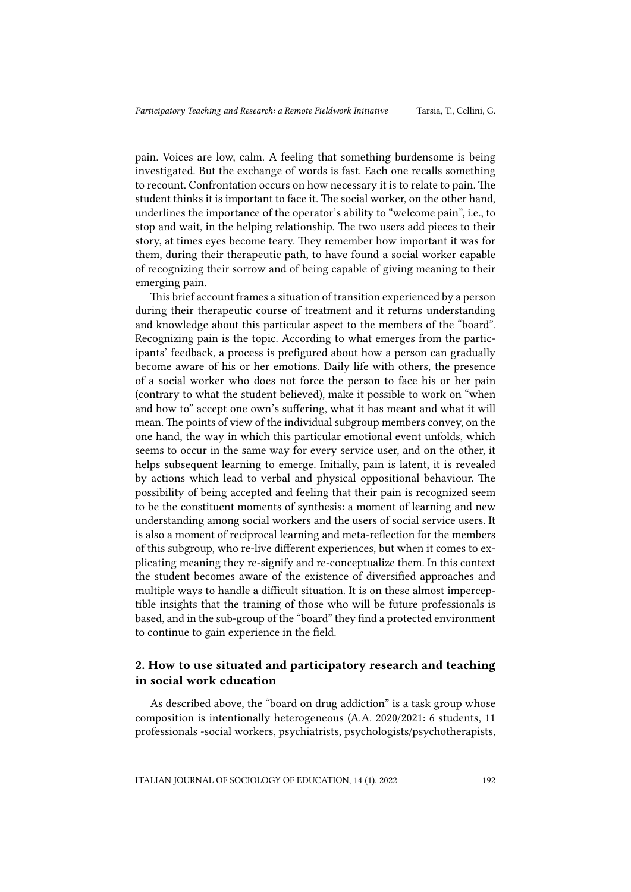pain. Voices are low, calm. A feeling that something burdensome is being investigated. But the exchange of words is fast. Each one recalls something to recount. Confrontation occurs on how necessary it is to relate to pain. The student thinks it is important to face it. The social worker, on the other hand, underlines the importance of the operator's ability to "welcome pain", i.e., to stop and wait, in the helping relationship. The two users add pieces to their story, at times eyes become teary. They remember how important it was for them, during their therapeutic path, to have found a social worker capable of recognizing their sorrow and of being capable of giving meaning to their emerging pain.

This brief account frames a situation of transition experienced by a person during their therapeutic course of treatment and it returns understanding and knowledge about this particular aspect to the members of the "board". Recognizing pain is the topic. According to what emerges from the participants' feedback, a process is prefigured about how a person can gradually become aware of his or her emotions. Daily life with others, the presence of a social worker who does not force the person to face his or her pain (contrary to what the student believed), make it possible to work on "when and how to" accept one own's suffering, what it has meant and what it will mean. The points of view of the individual subgroup members convey, on the one hand, the way in which this particular emotional event unfolds, which seems to occur in the same way for every service user, and on the other, it helps subsequent learning to emerge. Initially, pain is latent, it is revealed by actions which lead to verbal and physical oppositional behaviour. The possibility of being accepted and feeling that their pain is recognized seem to be the constituent moments of synthesis: a moment of learning and new understanding among social workers and the users of social service users. It is also a moment of reciprocal learning and meta-reflection for the members of this subgroup, who re-live different experiences, but when it comes to explicating meaning they re-signify and re-conceptualize them. In this context the student becomes aware of the existence of diversified approaches and multiple ways to handle a difficult situation. It is on these almost imperceptible insights that the training of those who will be future professionals is based, and in the sub-group of the "board" they find a protected environment to continue to gain experience in the field.

## 2. How to use situated and participatory research and teaching in social work education

As described above, the "board on drug addiction" is a task group whose composition is intentionally heterogeneous (A.A. 2020/2021: 6 students, 11 professionals -social workers, psychiatrists, psychologists/psychotherapists,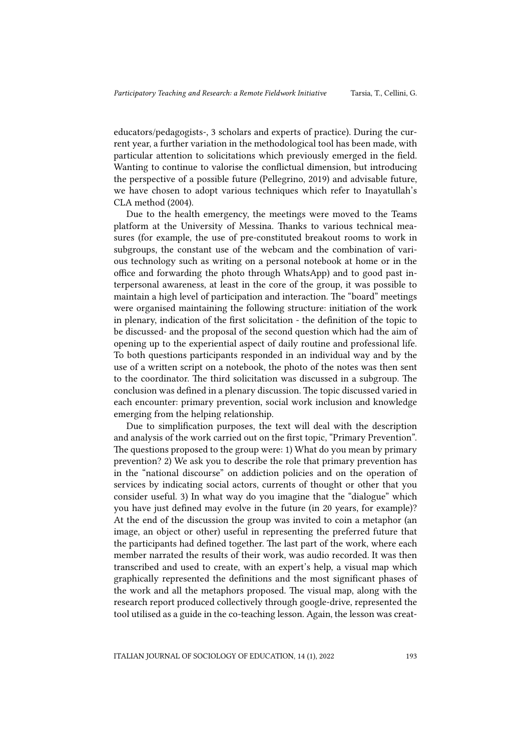educators/pedagogists-, 3 scholars and experts of practice). During the current year, a further variation in the methodological tool has been made, with particular attention to solicitations which previously emerged in the field. Wanting to continue to valorise the conflictual dimension, but introducing the perspective of a possible future (Pellegrino, 2019) and advisable future, we have chosen to adopt various techniques which refer to Inayatullah's CLA method (2004).

Due to the health emergency, the meetings were moved to the Teams platform at the University of Messina. Thanks to various technical measures (for example, the use of pre-constituted breakout rooms to work in subgroups, the constant use of the webcam and the combination of various technology such as writing on a personal notebook at home or in the office and forwarding the photo through WhatsApp) and to good past interpersonal awareness, at least in the core of the group, it was possible to maintain a high level of participation and interaction. The "board" meetings were organised maintaining the following structure: initiation of the work in plenary, indication of the first solicitation - the definition of the topic to be discussed- and the proposal of the second question which had the aim of opening up to the experiential aspect of daily routine and professional life. To both questions participants responded in an individual way and by the use of a written script on a notebook, the photo of the notes was then sent to the coordinator. The third solicitation was discussed in a subgroup. The conclusion was defined in a plenary discussion. The topic discussed varied in each encounter: primary prevention, social work inclusion and knowledge emerging from the helping relationship.

Due to simplification purposes, the text will deal with the description and analysis of the work carried out on the first topic, "Primary Prevention". The questions proposed to the group were: 1) What do you mean by primary prevention? 2) We ask you to describe the role that primary prevention has in the "national discourse" on addiction policies and on the operation of services by indicating social actors, currents of thought or other that you consider useful. 3) In what way do you imagine that the "dialogue" which you have just defined may evolve in the future (in 20 years, for example)? At the end of the discussion the group was invited to coin a metaphor (an image, an object or other) useful in representing the preferred future that the participants had defined together. The last part of the work, where each member narrated the results of their work, was audio recorded. It was then transcribed and used to create, with an expert's help, a visual map which graphically represented the definitions and the most significant phases of the work and all the metaphors proposed. The visual map, along with the research report produced collectively through google-drive, represented the tool utilised as a guide in the co-teaching lesson. Again, the lesson was creat-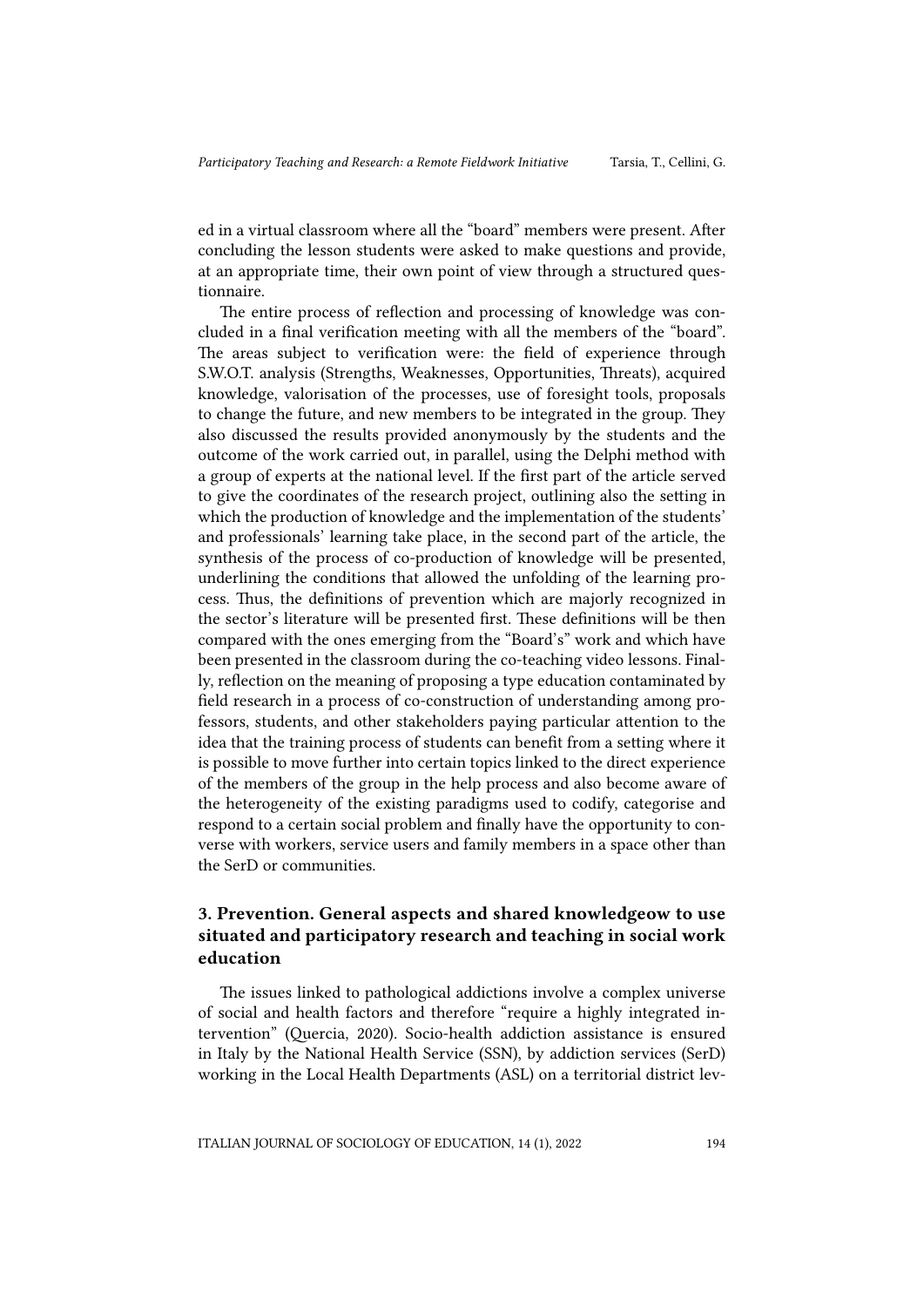ed in a virtual classroom where all the "board" members were present. After concluding the lesson students were asked to make questions and provide, at an appropriate time, their own point of view through a structured questionnaire.

The entire process of reflection and processing of knowledge was concluded in a final verification meeting with all the members of the "board". The areas subject to verification were: the field of experience through S.W.O.T. analysis (Strengths, Weaknesses, Opportunities, Threats), acquired knowledge, valorisation of the processes, use of foresight tools, proposals to change the future, and new members to be integrated in the group. They also discussed the results provided anonymously by the students and the outcome of the work carried out, in parallel, using the Delphi method with a group of experts at the national level. If the first part of the article served to give the coordinates of the research project, outlining also the setting in which the production of knowledge and the implementation of the students' and professionals' learning take place, in the second part of the article, the synthesis of the process of co-production of knowledge will be presented, underlining the conditions that allowed the unfolding of the learning process. Thus, the definitions of prevention which are majorly recognized in the sector's literature will be presented first. These definitions will be then compared with the ones emerging from the "Board's" work and which have been presented in the classroom during the co-teaching video lessons. Finally, reflection on the meaning of proposing a type education contaminated by field research in a process of co-construction of understanding among professors, students, and other stakeholders paying particular attention to the idea that the training process of students can benefit from a setting where it is possible to move further into certain topics linked to the direct experience of the members of the group in the help process and also become aware of the heterogeneity of the existing paradigms used to codify, categorise and respond to a certain social problem and finally have the opportunity to converse with workers, service users and family members in a space other than the SerD or communities.

## 3. Prevention. General aspects and shared knowledgeow to use situated and participatory research and teaching in social work education

The issues linked to pathological addictions involve a complex universe of social and health factors and therefore "require a highly integrated intervention" (Quercia, 2020). Socio-health addiction assistance is ensured in Italy by the National Health Service (SSN), by addiction services (SerD) working in the Local Health Departments (ASL) on a territorial district lev-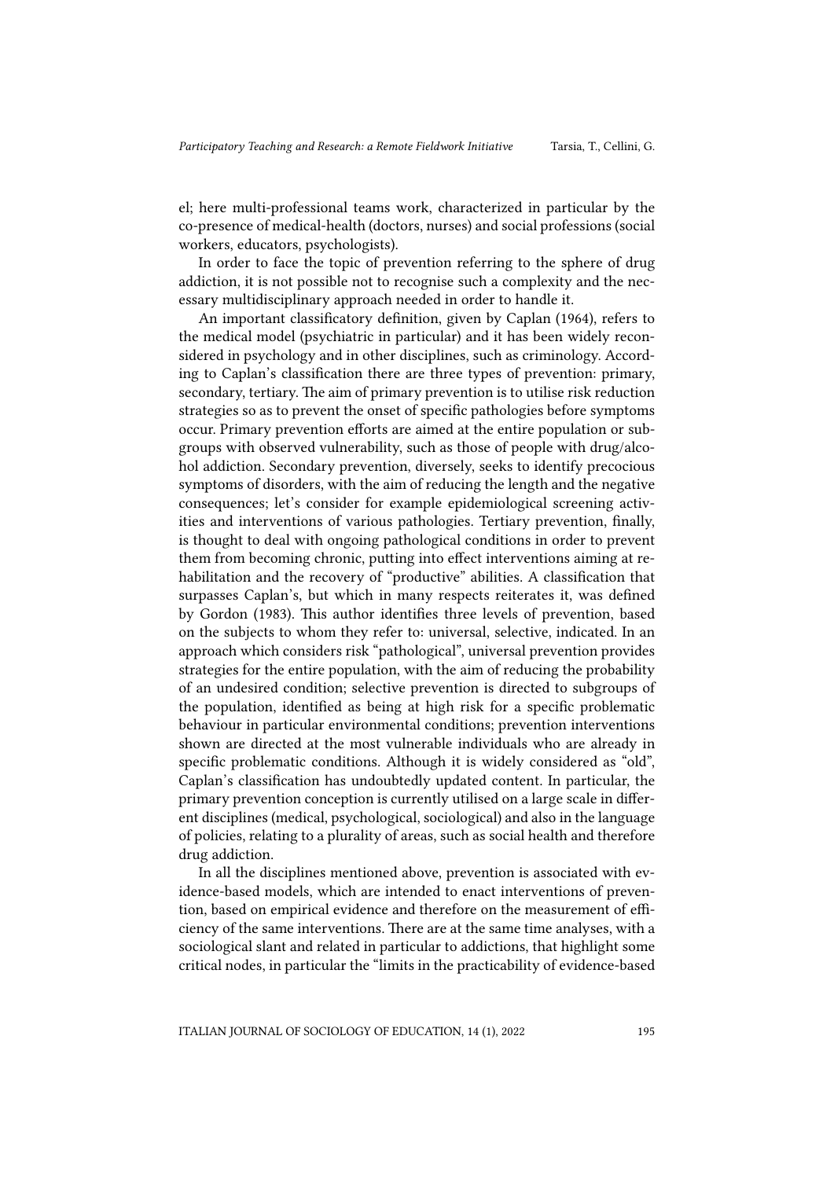el; here multi-professional teams work, characterized in particular by the co-presence of medical-health (doctors, nurses) and social professions (social workers, educators, psychologists).

In order to face the topic of prevention referring to the sphere of drug addiction, it is not possible not to recognise such a complexity and the necessary multidisciplinary approach needed in order to handle it.

An important classificatory definition, given by Caplan (1964), refers to the medical model (psychiatric in particular) and it has been widely reconsidered in psychology and in other disciplines, such as criminology. According to Caplan's classification there are three types of prevention: primary, secondary, tertiary. The aim of primary prevention is to utilise risk reduction strategies so as to prevent the onset of specific pathologies before symptoms occur. Primary prevention efforts are aimed at the entire population or subgroups with observed vulnerability, such as those of people with drug/alcohol addiction. Secondary prevention, diversely, seeks to identify precocious symptoms of disorders, with the aim of reducing the length and the negative consequences; let's consider for example epidemiological screening activities and interventions of various pathologies. Tertiary prevention, finally, is thought to deal with ongoing pathological conditions in order to prevent them from becoming chronic, putting into effect interventions aiming at rehabilitation and the recovery of "productive" abilities. A classification that surpasses Caplan's, but which in many respects reiterates it, was defined by Gordon (1983). This author identifies three levels of prevention, based on the subjects to whom they refer to: universal, selective, indicated. In an approach which considers risk "pathological", universal prevention provides strategies for the entire population, with the aim of reducing the probability of an undesired condition; selective prevention is directed to subgroups of the population, identified as being at high risk for a specific problematic behaviour in particular environmental conditions; prevention interventions shown are directed at the most vulnerable individuals who are already in specific problematic conditions. Although it is widely considered as "old", Caplan's classification has undoubtedly updated content. In particular, the primary prevention conception is currently utilised on a large scale in different disciplines (medical, psychological, sociological) and also in the language of policies, relating to a plurality of areas, such as social health and therefore drug addiction.

In all the disciplines mentioned above, prevention is associated with evidence-based models, which are intended to enact interventions of prevention, based on empirical evidence and therefore on the measurement of efficiency of the same interventions. There are at the same time analyses, with a sociological slant and related in particular to addictions, that highlight some critical nodes, in particular the "limits in the practicability of evidence-based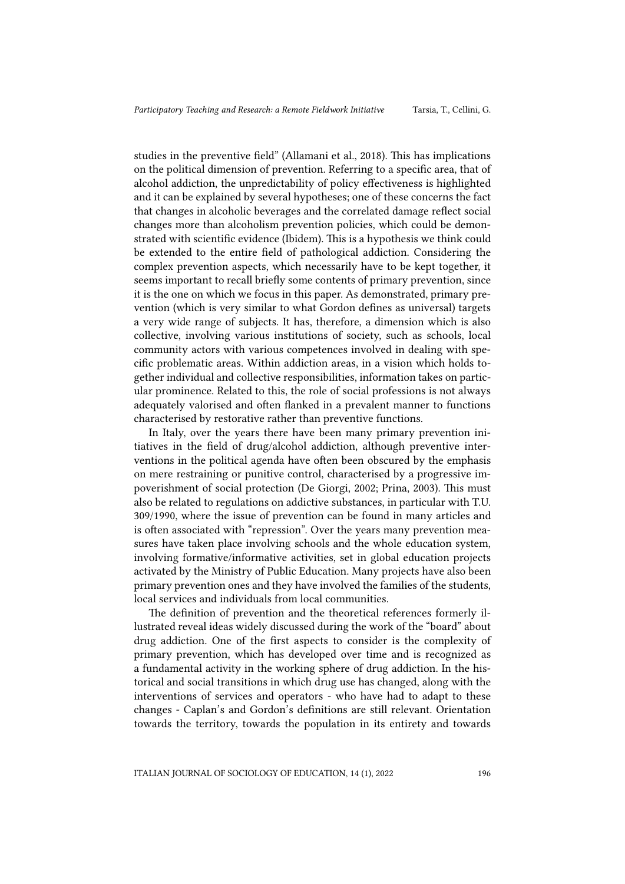studies in the preventive field" (Allamani et al., 2018). This has implications on the political dimension of prevention. Referring to a specific area, that of alcohol addiction, the unpredictability of policy effectiveness is highlighted and it can be explained by several hypotheses; one of these concerns the fact that changes in alcoholic beverages and the correlated damage reflect social changes more than alcoholism prevention policies, which could be demonstrated with scientific evidence (Ibidem). This is a hypothesis we think could be extended to the entire field of pathological addiction. Considering the complex prevention aspects, which necessarily have to be kept together, it seems important to recall briefly some contents of primary prevention, since it is the one on which we focus in this paper. As demonstrated, primary prevention (which is very similar to what Gordon defines as universal) targets a very wide range of subjects. It has, therefore, a dimension which is also collective, involving various institutions of society, such as schools, local community actors with various competences involved in dealing with specific problematic areas. Within addiction areas, in a vision which holds together individual and collective responsibilities, information takes on particular prominence. Related to this, the role of social professions is not always adequately valorised and often flanked in a prevalent manner to functions characterised by restorative rather than preventive functions.

In Italy, over the years there have been many primary prevention initiatives in the field of drug/alcohol addiction, although preventive interventions in the political agenda have often been obscured by the emphasis on mere restraining or punitive control, characterised by a progressive impoverishment of social protection (De Giorgi, 2002; Prina, 2003). This must also be related to regulations on addictive substances, in particular with T.U. 309/1990, where the issue of prevention can be found in many articles and is often associated with "repression". Over the years many prevention measures have taken place involving schools and the whole education system, involving formative/informative activities, set in global education projects activated by the Ministry of Public Education. Many projects have also been primary prevention ones and they have involved the families of the students, local services and individuals from local communities.

The definition of prevention and the theoretical references formerly illustrated reveal ideas widely discussed during the work of the "board" about drug addiction. One of the first aspects to consider is the complexity of primary prevention, which has developed over time and is recognized as a fundamental activity in the working sphere of drug addiction. In the historical and social transitions in which drug use has changed, along with the interventions of services and operators - who have had to adapt to these changes - Caplan's and Gordon's definitions are still relevant. Orientation towards the territory, towards the population in its entirety and towards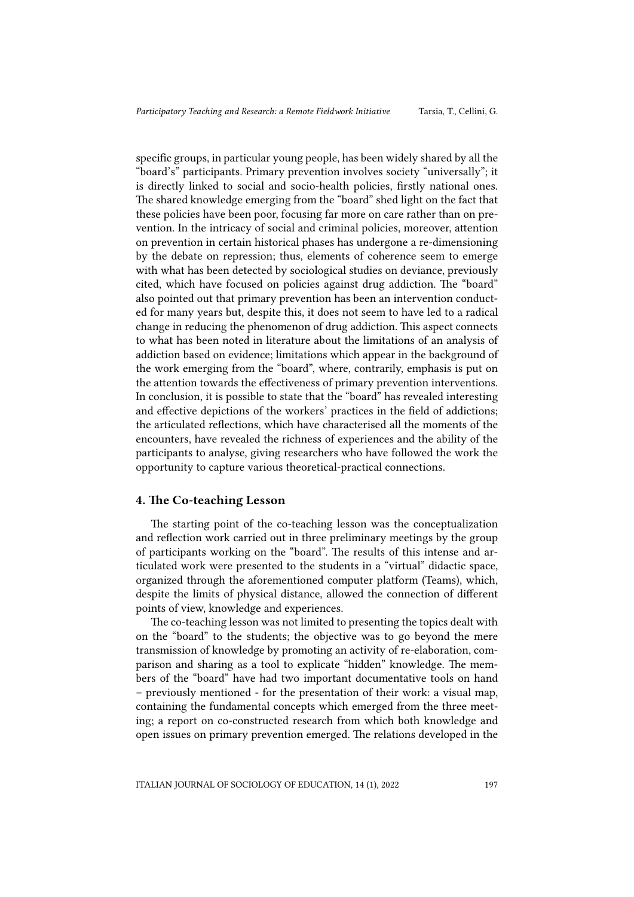specific groups, in particular young people, has been widely shared by all the "board's" participants. Primary prevention involves society "universally"; it is directly linked to social and socio-health policies, firstly national ones. The shared knowledge emerging from the "board" shed light on the fact that these policies have been poor, focusing far more on care rather than on prevention. In the intricacy of social and criminal policies, moreover, attention on prevention in certain historical phases has undergone a re-dimensioning by the debate on repression; thus, elements of coherence seem to emerge with what has been detected by sociological studies on deviance, previously cited, which have focused on policies against drug addiction. The "board" also pointed out that primary prevention has been an intervention conducted for many years but, despite this, it does not seem to have led to a radical change in reducing the phenomenon of drug addiction. This aspect connects to what has been noted in literature about the limitations of an analysis of addiction based on evidence; limitations which appear in the background of the work emerging from the "board", where, contrarily, emphasis is put on the attention towards the effectiveness of primary prevention interventions. In conclusion, it is possible to state that the "board" has revealed interesting and effective depictions of the workers' practices in the field of addictions; the articulated reflections, which have characterised all the moments of the encounters, have revealed the richness of experiences and the ability of the participants to analyse, giving researchers who have followed the work the opportunity to capture various theoretical-practical connections.

## 4. The Co-teaching Lesson

The starting point of the co-teaching lesson was the conceptualization and reflection work carried out in three preliminary meetings by the group of participants working on the "board". The results of this intense and articulated work were presented to the students in a "virtual" didactic space, organized through the aforementioned computer platform (Teams), which, despite the limits of physical distance, allowed the connection of different points of view, knowledge and experiences.

The co-teaching lesson was not limited to presenting the topics dealt with on the "board" to the students; the objective was to go beyond the mere transmission of knowledge by promoting an activity of re-elaboration, comparison and sharing as a tool to explicate "hidden" knowledge. The members of the "board" have had two important documentative tools on hand – previously mentioned - for the presentation of their work: a visual map, containing the fundamental concepts which emerged from the three meeting; a report on co-constructed research from which both knowledge and open issues on primary prevention emerged. The relations developed in the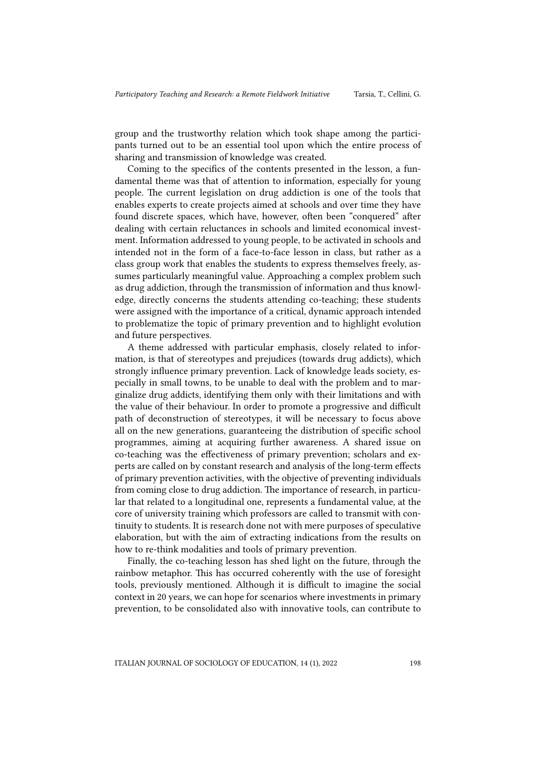group and the trustworthy relation which took shape among the participants turned out to be an essential tool upon which the entire process of sharing and transmission of knowledge was created.

Coming to the specifics of the contents presented in the lesson, a fundamental theme was that of attention to information, especially for young people. The current legislation on drug addiction is one of the tools that enables experts to create projects aimed at schools and over time they have found discrete spaces, which have, however, often been "conquered" after dealing with certain reluctances in schools and limited economical investment. Information addressed to young people, to be activated in schools and intended not in the form of a face-to-face lesson in class, but rather as a class group work that enables the students to express themselves freely, assumes particularly meaningful value. Approaching a complex problem such as drug addiction, through the transmission of information and thus knowledge, directly concerns the students attending co-teaching; these students were assigned with the importance of a critical, dynamic approach intended to problematize the topic of primary prevention and to highlight evolution and future perspectives.

A theme addressed with particular emphasis, closely related to information, is that of stereotypes and prejudices (towards drug addicts), which strongly influence primary prevention. Lack of knowledge leads society, especially in small towns, to be unable to deal with the problem and to marginalize drug addicts, identifying them only with their limitations and with the value of their behaviour. In order to promote a progressive and difficult path of deconstruction of stereotypes, it will be necessary to focus above all on the new generations, guaranteeing the distribution of specific school programmes, aiming at acquiring further awareness. A shared issue on co-teaching was the effectiveness of primary prevention; scholars and experts are called on by constant research and analysis of the long-term effects of primary prevention activities, with the objective of preventing individuals from coming close to drug addiction. The importance of research, in particular that related to a longitudinal one, represents a fundamental value, at the core of university training which professors are called to transmit with continuity to students. It is research done not with mere purposes of speculative elaboration, but with the aim of extracting indications from the results on how to re-think modalities and tools of primary prevention.

Finally, the co-teaching lesson has shed light on the future, through the rainbow metaphor. This has occurred coherently with the use of foresight tools, previously mentioned. Although it is difficult to imagine the social context in 20 years, we can hope for scenarios where investments in primary prevention, to be consolidated also with innovative tools, can contribute to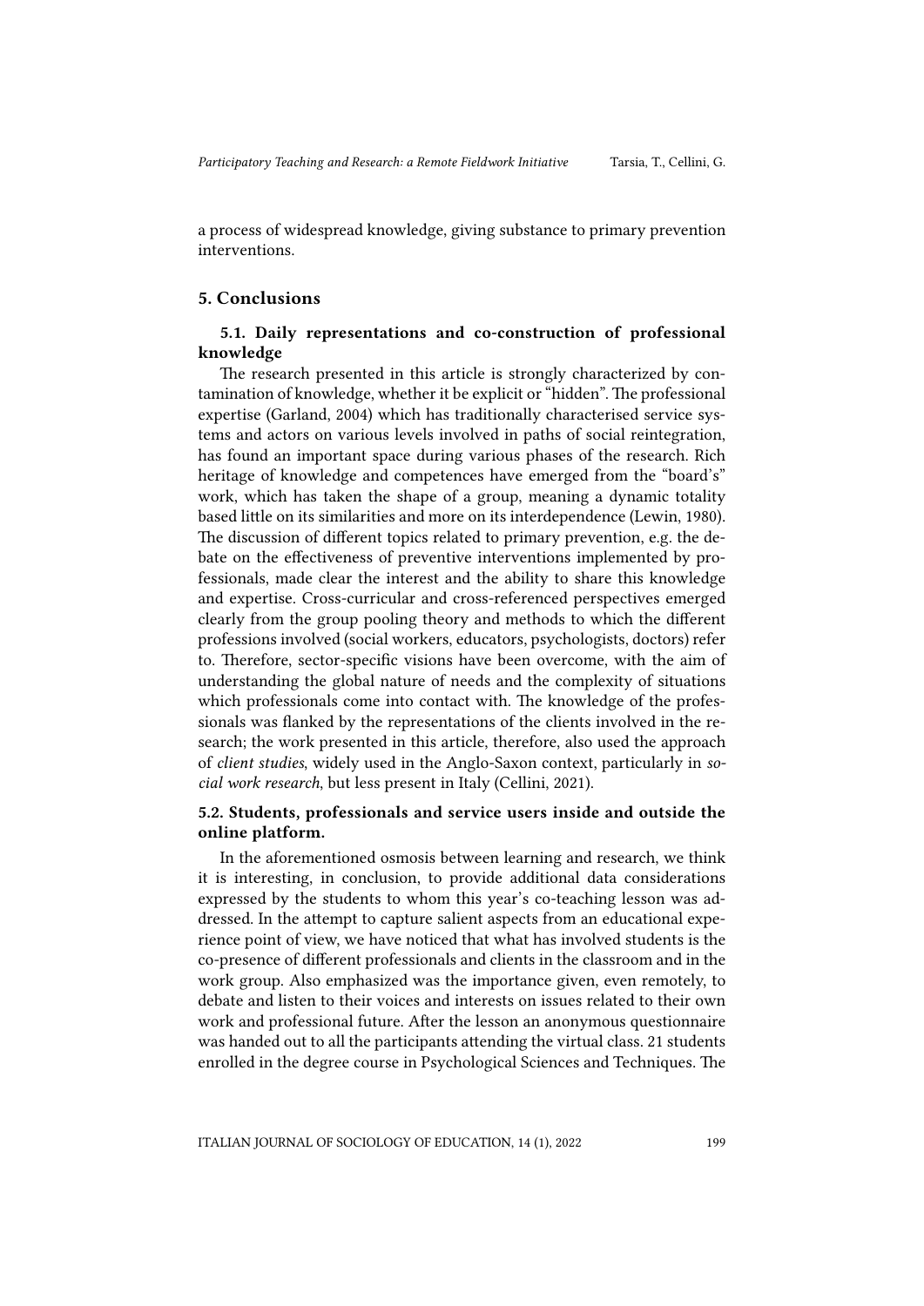a process of widespread knowledge, giving substance to primary prevention interventions.

## 5. Conclusions

### 5.1. Daily representations and co-construction of professional knowledge

The research presented in this article is strongly characterized by contamination of knowledge, whether it be explicit or "hidden". The professional expertise (Garland, 2004) which has traditionally characterised service systems and actors on various levels involved in paths of social reintegration, has found an important space during various phases of the research. Rich heritage of knowledge and competences have emerged from the "board's" work, which has taken the shape of a group, meaning a dynamic totality based little on its similarities and more on its interdependence (Lewin, 1980). The discussion of different topics related to primary prevention, e.g. the debate on the effectiveness of preventive interventions implemented by professionals, made clear the interest and the ability to share this knowledge and expertise. Cross-curricular and cross-referenced perspectives emerged clearly from the group pooling theory and methods to which the different professions involved (social workers, educators, psychologists, doctors) refer to. Therefore, sector-specific visions have been overcome, with the aim of understanding the global nature of needs and the complexity of situations which professionals come into contact with. The knowledge of the professionals was flanked by the representations of the clients involved in the research; the work presented in this article, therefore, also used the approach of *client studies*, widely used in the Anglo-Saxon context, particularly in *social work research*, but less present in Italy (Cellini, 2021).

### 5.2. Students, professionals and service users inside and outside the online platform.

In the aforementioned osmosis between learning and research, we think it is interesting, in conclusion, to provide additional data considerations expressed by the students to whom this year's co-teaching lesson was addressed. In the attempt to capture salient aspects from an educational experience point of view, we have noticed that what has involved students is the co-presence of different professionals and clients in the classroom and in the work group. Also emphasized was the importance given, even remotely, to debate and listen to their voices and interests on issues related to their own work and professional future. After the lesson an anonymous questionnaire was handed out to all the participants attending the virtual class. 21 students enrolled in the degree course in Psychological Sciences and Techniques. The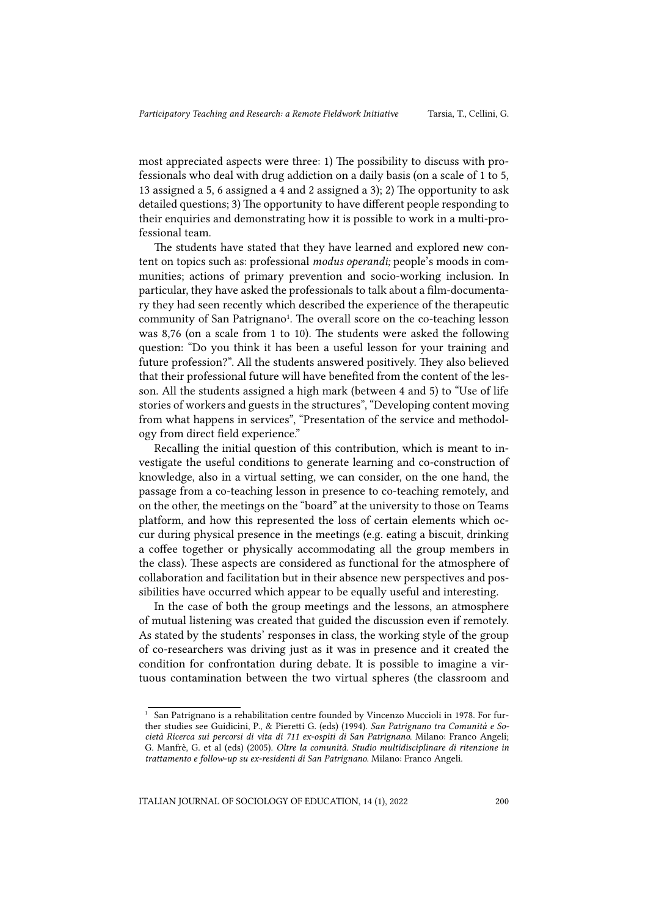most appreciated aspects were three: 1) The possibility to discuss with professionals who deal with drug addiction on a daily basis (on a scale of 1 to 5, 13 assigned a 5, 6 assigned a 4 and 2 assigned a 3); 2) The opportunity to ask detailed questions; 3) The opportunity to have different people responding to their enquiries and demonstrating how it is possible to work in a multi-professional team.

The students have stated that they have learned and explored new content on topics such as: professional *modus operandi;* people's moods in communities; actions of primary prevention and socio-working inclusion. In particular, they have asked the professionals to talk about a film-documentary they had seen recently which described the experience of the therapeutic community of San Patrignano[1]. The overall score on the co-teaching lesson was 8,76 (on a scale from 1 to 10). The students were asked the following question: "Do you think it has been a useful lesson for your training and future profession?". All the students answered positively. They also believed that their professional future will have benefited from the content of the lesson. All the students assigned a high mark (between 4 and 5) to "Use of life stories of workers and guests in the structures", "Developing content moving from what happens in services", "Presentation of the service and methodology from direct field experience."

Recalling the initial question of this contribution, which is meant to investigate the useful conditions to generate learning and co-construction of knowledge, also in a virtual setting, we can consider, on the one hand, the passage from a co-teaching lesson in presence to co-teaching remotely, and on the other, the meetings on the "board" at the university to those on Teams platform, and how this represented the loss of certain elements which occur during physical presence in the meetings (e.g. eating a biscuit, drinking a coffee together or physically accommodating all the group members in the class). These aspects are considered as functional for the atmosphere of collaboration and facilitation but in their absence new perspectives and possibilities have occurred which appear to be equally useful and interesting.

In the case of both the group meetings and the lessons, an atmosphere of mutual listening was created that guided the discussion even if remotely. As stated by the students' responses in class, the working style of the group of co-researchers was driving just as it was in presence and it created the condition for confrontation during debate. It is possible to imagine a virtuous contamination between the two virtual spheres (the classroom and

[1] San Patrignano is a rehabilitation centre founded by Vincenzo Muccioli in 1978. For further studies see Guidicini, P., & Pieretti G. (eds) (1994). *San Patrignano tra Comunità e Società Ricerca sui percorsi di vita di 711 ex-ospiti di San Patrignano.* Milano: Franco Angeli; G. Manfrè, G. et al (eds) (2005). *Oltre la comunità. Studio multidisciplinare di ritenzione in trattamento e follow-up su ex-residenti di San Patrignano.* Milano: Franco Angeli.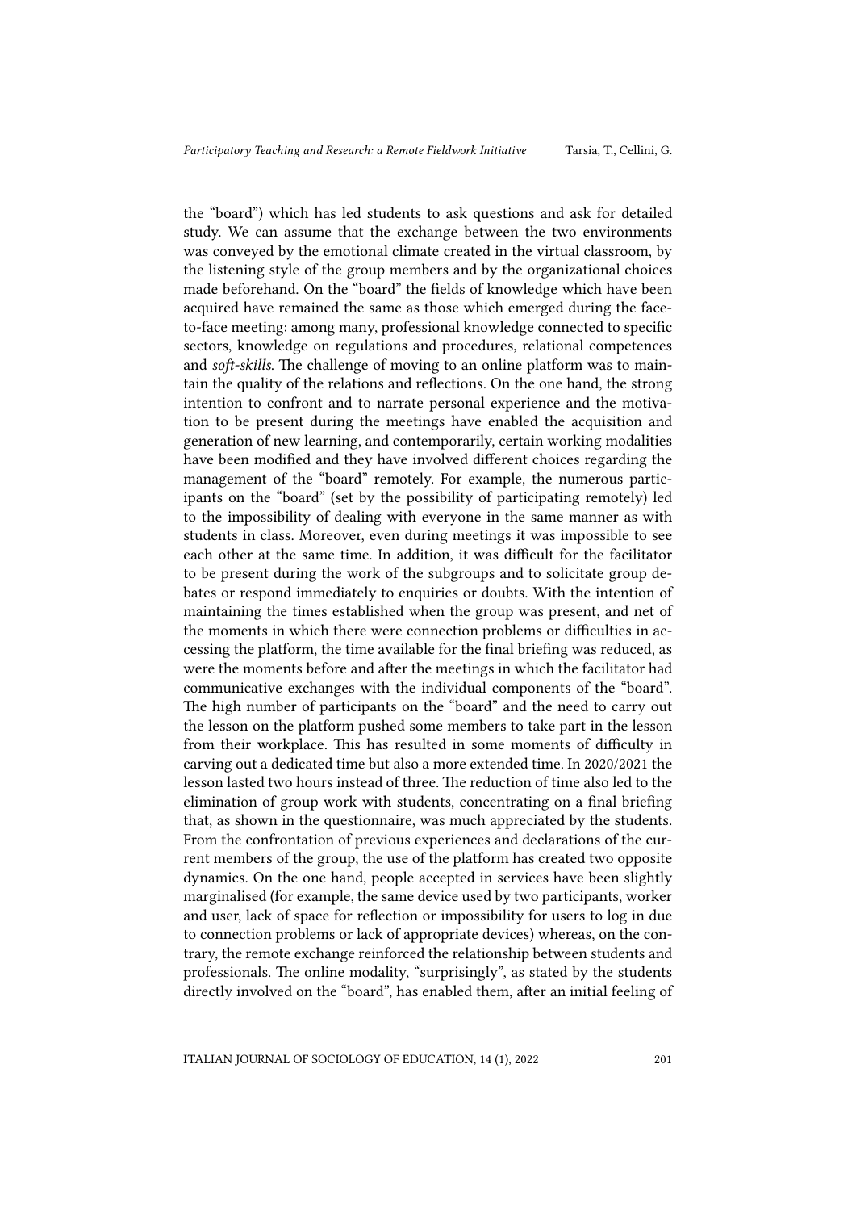the "board") which has led students to ask questions and ask for detailed study. We can assume that the exchange between the two environments was conveyed by the emotional climate created in the virtual classroom, by the listening style of the group members and by the organizational choices made beforehand. On the "board" the fields of knowledge which have been acquired have remained the same as those which emerged during the face-to-face meeting: among many, professional knowledge connected to specific sectors, knowledge on regulations and procedures, relational competences and *soft-skills*. The challenge of moving to an online platform was to maintain the quality of the relations and reflections. On the one hand, the strong intention to confront and to narrate personal experience and the motivation to be present during the meetings have enabled the acquisition and generation of new learning, and contemporarily, certain working modalities have been modified and they have involved different choices regarding the management of the "board" remotely. For example, the numerous participants on the "board" (set by the possibility of participating remotely) led to the impossibility of dealing with everyone in the same manner as with students in class. Moreover, even during meetings it was impossible to see each other at the same time. In addition, it was difficult for the facilitator to be present during the work of the subgroups and to solicitate group debates or respond immediately to enquiries or doubts. With the intention of maintaining the times established when the group was present, and net of the moments in which there were connection problems or difficulties in accessing the platform, the time available for the final briefing was reduced, as were the moments before and after the meetings in which the facilitator had communicative exchanges with the individual components of the "board". The high number of participants on the "board" and the need to carry out the lesson on the platform pushed some members to take part in the lesson from their workplace. This has resulted in some moments of difficulty in carving out a dedicated time but also a more extended time. In 2020/2021 the lesson lasted two hours instead of three. The reduction of time also led to the elimination of group work with students, concentrating on a final briefing that, as shown in the questionnaire, was much appreciated by the students. From the confrontation of previous experiences and declarations of the current members of the group, the use of the platform has created two opposite dynamics. On the one hand, people accepted in services have been slightly marginalised (for example, the same device used by two participants, worker and user, lack of space for reflection or impossibility for users to log in due to connection problems or lack of appropriate devices) whereas, on the contrary, the remote exchange reinforced the relationship between students and professionals. The online modality, "surprisingly", as stated by the students directly involved on the "board", has enabled them, after an initial feeling of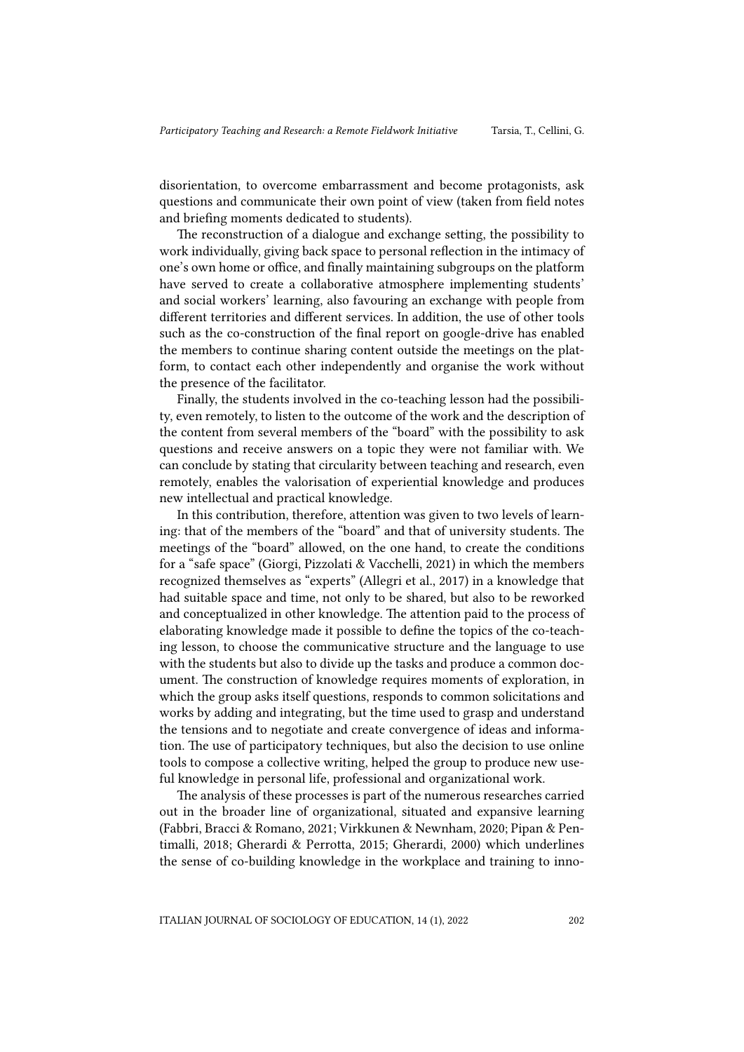disorientation, to overcome embarrassment and become protagonists, ask questions and communicate their own point of view (taken from field notes and briefing moments dedicated to students).

The reconstruction of a dialogue and exchange setting, the possibility to work individually, giving back space to personal reflection in the intimacy of one's own home or office, and finally maintaining subgroups on the platform have served to create a collaborative atmosphere implementing students' and social workers' learning, also favouring an exchange with people from different territories and different services. In addition, the use of other tools such as the co-construction of the final report on google-drive has enabled the members to continue sharing content outside the meetings on the platform, to contact each other independently and organise the work without the presence of the facilitator.

Finally, the students involved in the co-teaching lesson had the possibility, even remotely, to listen to the outcome of the work and the description of the content from several members of the "board" with the possibility to ask questions and receive answers on a topic they were not familiar with. We can conclude by stating that circularity between teaching and research, even remotely, enables the valorisation of experiential knowledge and produces new intellectual and practical knowledge.

In this contribution, therefore, attention was given to two levels of learning: that of the members of the "board" and that of university students. The meetings of the "board" allowed, on the one hand, to create the conditions for a "safe space" (Giorgi, Pizzolati & Vacchelli, 2021) in which the members recognized themselves as "experts" (Allegri et al., 2017) in a knowledge that had suitable space and time, not only to be shared, but also to be reworked and conceptualized in other knowledge. The attention paid to the process of elaborating knowledge made it possible to define the topics of the co-teaching lesson, to choose the communicative structure and the language to use with the students but also to divide up the tasks and produce a common document. The construction of knowledge requires moments of exploration, in which the group asks itself questions, responds to common solicitations and works by adding and integrating, but the time used to grasp and understand the tensions and to negotiate and create convergence of ideas and information. The use of participatory techniques, but also the decision to use online tools to compose a collective writing, helped the group to produce new useful knowledge in personal life, professional and organizational work.

The analysis of these processes is part of the numerous researches carried out in the broader line of organizational, situated and expansive learning (Fabbri, Bracci & Romano, 2021; Virkkunen & Newnham, 2020; Pipan & Pentimalli, 2018; Gherardi & Perrotta, 2015; Gherardi, 2000) which underlines the sense of co-building knowledge in the workplace and training to inno-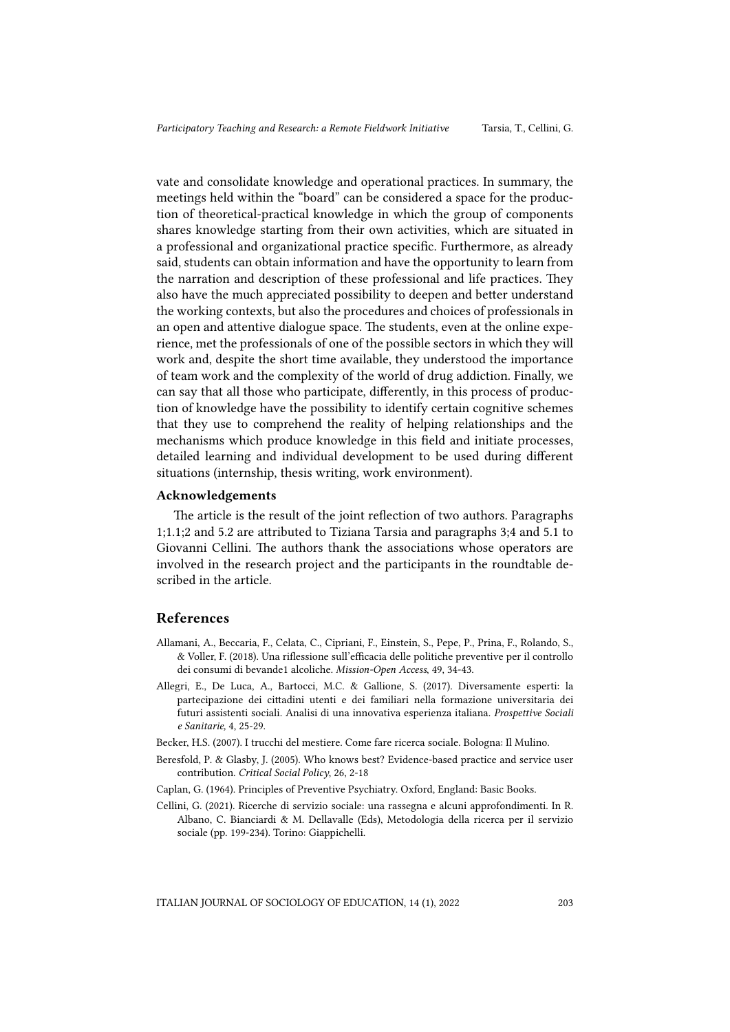vate and consolidate knowledge and operational practices. In summary, the meetings held within the "board" can be considered a space for the production of theoretical-practical knowledge in which the group of components shares knowledge starting from their own activities, which are situated in a professional and organizational practice specific. Furthermore, as already said, students can obtain information and have the opportunity to learn from the narration and description of these professional and life practices. They also have the much appreciated possibility to deepen and better understand the working contexts, but also the procedures and choices of professionals in an open and attentive dialogue space. The students, even at the online experience, met the professionals of one of the possible sectors in which they will work and, despite the short time available, they understood the importance of team work and the complexity of the world of drug addiction. Finally, we can say that all those who participate, differently, in this process of production of knowledge have the possibility to identify certain cognitive schemes that they use to comprehend the reality of helping relationships and the mechanisms which produce knowledge in this field and initiate processes, detailed learning and individual development to be used during different situations (internship, thesis writing, work environment).

### Acknowledgements

The article is the result of the joint reflection of two authors. Paragraphs 1;1.1;2 and 5.2 are attributed to Tiziana Tarsia and paragraphs 3;4 and 5.1 to Giovanni Cellini. The authors thank the associations whose operators are involved in the research project and the participants in the roundtable described in the article.

## References

Allamani, A., Beccaria, F., Celata, C., Cipriani, F., Einstein, S., Pepe, P., Prina, F., Rolando, S., & Voller, F. (2018). Una riflessione sull'efficacia delle politiche preventive per il controllo dei consumi di bevande1 alcoliche. *Mission-Open Access*, 49, 34-43.

Allegri, E., De Luca, A., Bartocci, M.C. & Gallione, S. (2017). Diversamente esperti: la partecipazione dei cittadini utenti e dei familiari nella formazione universitaria dei futuri assistenti sociali. Analisi di una innovativa esperienza italiana. *Prospettive Sociali e Sanitarie,* 4, 25-29.

Becker, H.S. (2007). I trucchi del mestiere. Come fare ricerca sociale. Bologna: Il Mulino.

Beresfold, P. & Glasby, J. (2005). Who knows best? Evidence-based practice and service user contribution. *Critical Social Policy*, 26, 2-18

Caplan, G. (1964). Principles of Preventive Psychiatry. Oxford, England: Basic Books.

Cellini, G. (2021). Ricerche di servizio sociale: una rassegna e alcuni approfondimenti. In R. Albano, C. Bianciardi & M. Dellavalle (Eds), Metodologia della ricerca per il servizio sociale (pp. 199-234). Torino: Giappichelli.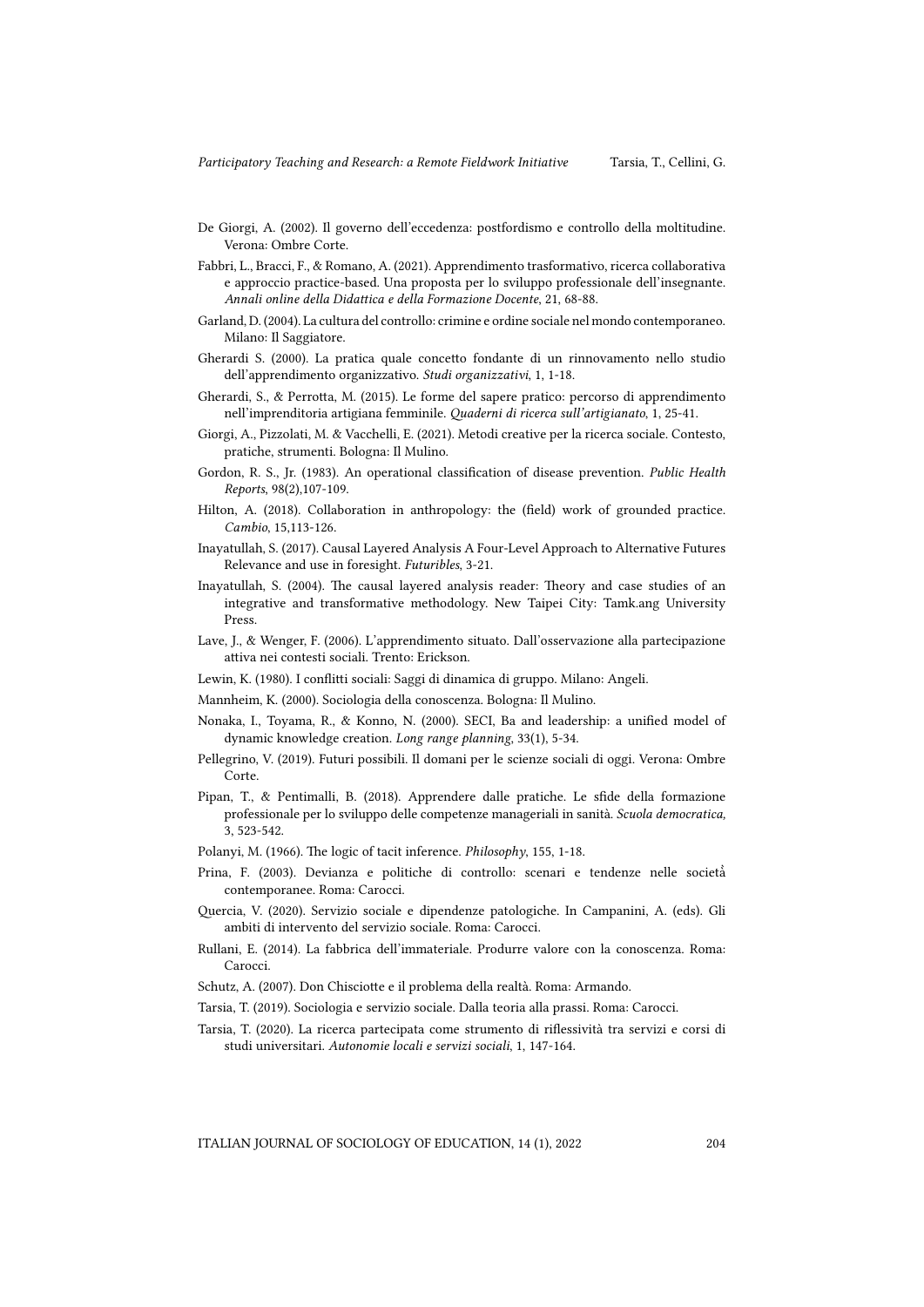De Giorgi, A. (2002). Il governo dell'eccedenza: postfordismo e controllo della moltitudine. Verona: Ombre Corte.

Fabbri, L., Bracci, F., & Romano, A. (2021). Apprendimento trasformativo, ricerca collaborativa e approccio practice-based. Una proposta per lo sviluppo professionale dell'insegnante. *Annali online della Didattica e della Formazione Docente*, 21, 68-88.

Garland, D. (2004). La cultura del controllo: crimine e ordine sociale nel mondo contemporaneo. Milano: Il Saggiatore.

Gherardi S. (2000). La pratica quale concetto fondante di un rinnovamento nello studio dell'apprendimento organizzativo. *Studi organizzativi*, 1, 1-18.

Gherardi, S., & Perrotta, M. (2015). Le forme del sapere pratico: percorso di apprendimento nell'imprenditoria artigiana femminile. *Quaderni di ricerca sull'artigianato*, 1, 25-41.

Giorgi, A., Pizzolati, M. & Vacchelli, E. (2021). Metodi creative per la ricerca sociale. Contesto, pratiche, strumenti. Bologna: Il Mulino.

Gordon, R. S., Jr. (1983). An operational classification of disease prevention. *Public Health Reports*, 98(2),107-109.

Hilton, A. (2018). Collaboration in anthropology: the (field) work of grounded practice. *Cambio*, 15,113-126.

Inayatullah, S. (2017). Causal Layered Analysis A Four-Level Approach to Alternative Futures Relevance and use in foresight. *Futuribles*, 3-21.

Inayatullah, S. (2004). The causal layered analysis reader: Theory and case studies of an integrative and transformative methodology. New Taipei City: Tamk.ang University Press.

Lave, J., & Wenger, F. (2006). L'apprendimento situato. Dall'osservazione alla partecipazione attiva nei contesti sociali. Trento: Erickson.

Lewin, K. (1980). I conflitti sociali: Saggi di dinamica di gruppo. Milano: Angeli.

Mannheim, K. (2000). Sociologia della conoscenza. Bologna: Il Mulino.

Nonaka, I., Toyama, R., & Konno, N. (2000). SECI, Ba and leadership: a unified model of dynamic knowledge creation. *Long range planning*, 33(1), 5-34.

Pellegrino, V. (2019). Futuri possibili. Il domani per le scienze sociali di oggi. Verona: Ombre Corte.

Pipan, T., & Pentimalli, B. (2018). Apprendere dalle pratiche. Le sfide della formazione professionale per lo sviluppo delle competenze manageriali in sanità. *Scuola democratica,* 3, 523-542.

Polanyi, M. (1966). The logic of tacit inference. *Philosophy*, 155, 1-18.

Prina, F. (2003). Devianza e politiche di controllo: scenari e tendenze nelle società contemporanee. Roma: Carocci.

Quercia, V. (2020). Servizio sociale e dipendenze patologiche. In Campanini, A. (eds). Gli ambiti di intervento del servizio sociale. Roma: Carocci.

Rullani, E. (2014). La fabbrica dell'immateriale. Produrre valore con la conoscenza. Roma: Carocci.

Schutz, A. (2007). Don Chisciotte e il problema della realtà. Roma: Armando.

Tarsia, T. (2019). Sociologia e servizio sociale. Dalla teoria alla prassi. Roma: Carocci.

Tarsia, T. (2020). La ricerca partecipata come strumento di riflessività tra servizi e corsi di studi universitari. *Autonomie locali e servizi sociali*, 1, 147-164.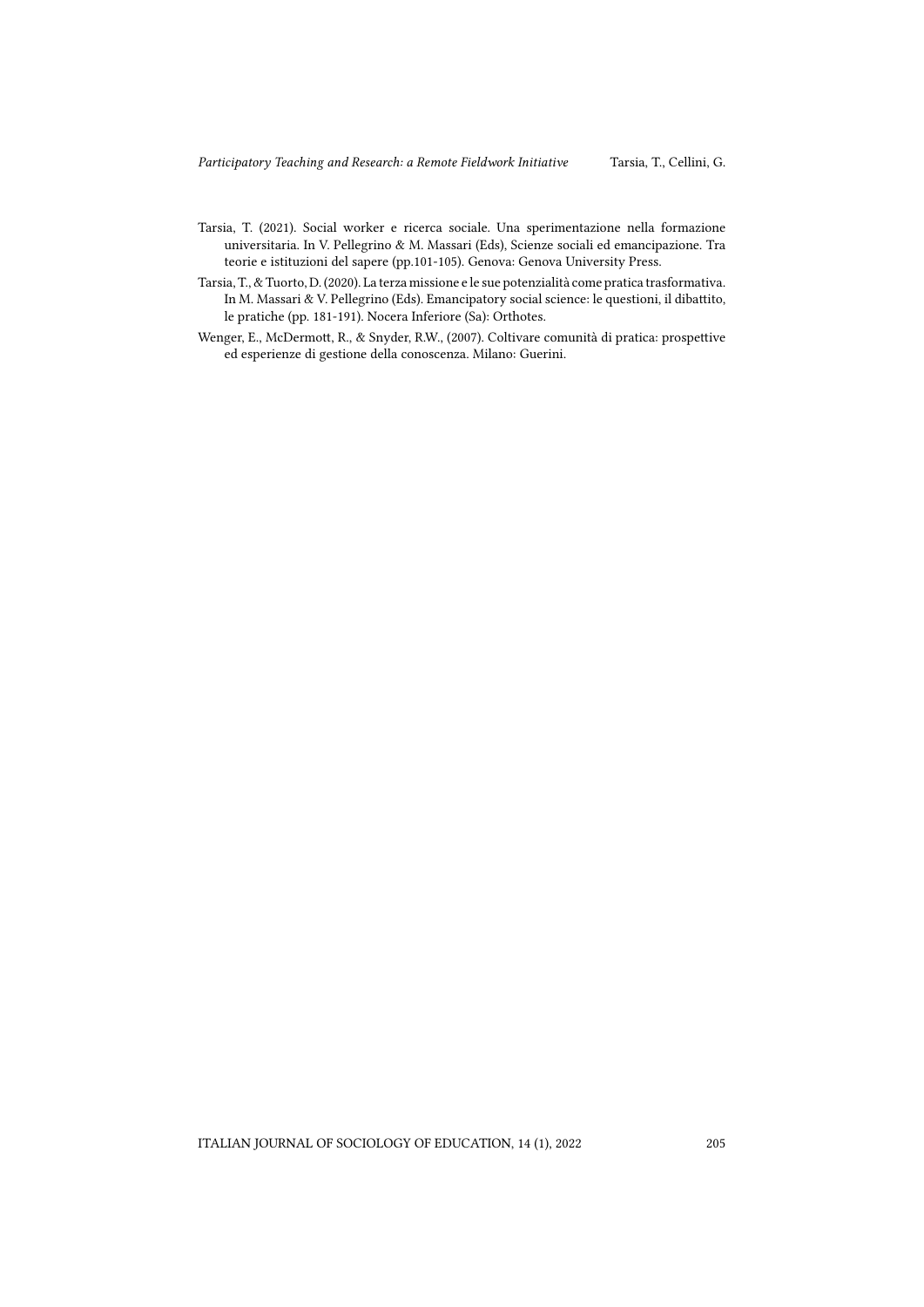Tarsia, T. (2021). Social worker e ricerca sociale. Una sperimentazione nella formazione universitaria. In V. Pellegrino & M. Massari (Eds), Scienze sociali ed emancipazione. Tra teorie e istituzioni del sapere (pp.101-105). Genova: Genova University Press.

Tarsia, T., & Tuorto, D. (2020). La terza missione e le sue potenzialità come pratica trasformativa. In M. Massari & V. Pellegrino (Eds). Emancipatory social science: le questioni, il dibattito, le pratiche (pp. 181-191). Nocera Inferiore (Sa): Orthotes.

Wenger, E., McDermott, R., & Snyder, R.W., (2007). Coltivare comunità di pratica: prospettive ed esperienze di gestione della conoscenza. Milano: Guerini.